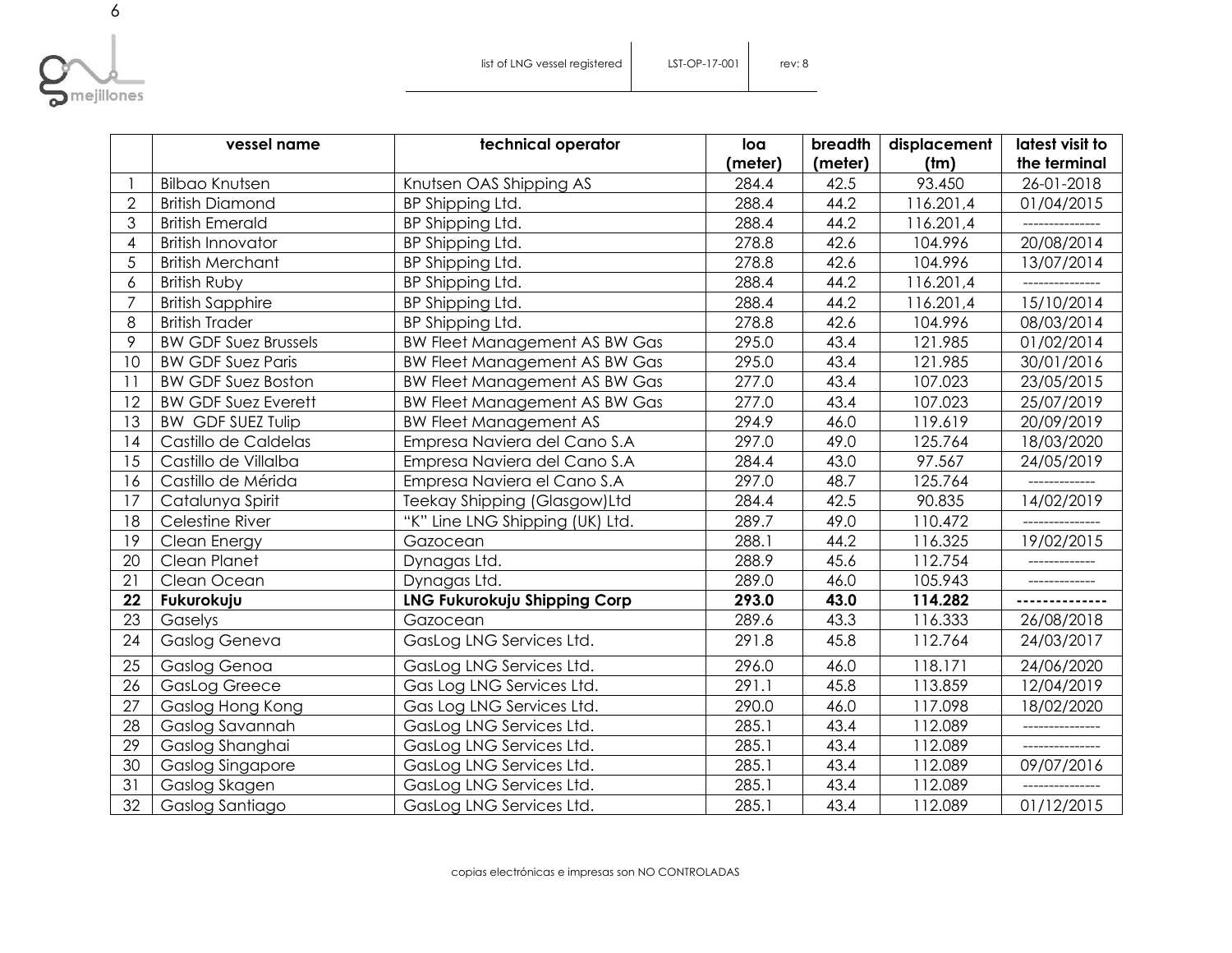|  | vessel name | technical operator | loa (meter) | breadth (meter) | displacement (tm) | latest visit to the terminal |
|---|---|---|---|---|---|---|
| 1 | Bilbao Knutsen | Knutsen OAS Shipping AS | 284.4 | 42.5 | 93.450 | 26-01-2018 |
| 2 | British Diamond | BP Shipping Ltd. | 288.4 | 44.2 | 116.201,4 | 01/04/2015 |
| 3 | British Emerald | BP Shipping Ltd. | 288.4 | 44.2 | 116.201,4 | --------------- |
| 4 | British Innovator | BP Shipping Ltd. | 278.8 | 42.6 | 104.996 | 20/08/2014 |
| 5 | British Merchant | BP Shipping Ltd. | 278.8 | 42.6 | 104.996 | 13/07/2014 |
| 6 | British Ruby | BP Shipping Ltd. | 288.4 | 44.2 | 116.201,4 | --------------- |
| 7 | British Sapphire | BP Shipping Ltd. | 288.4 | 44.2 | 116.201,4 | 15/10/2014 |
| 8 | British Trader | BP Shipping Ltd. | 278.8 | 42.6 | 104.996 | 08/03/2014 |
| 9 | BW GDF Suez Brussels | BW Fleet Management AS BW Gas | 295.0 | 43.4 | 121.985 | 01/02/2014 |
| 10 | BW GDF Suez Paris | BW Fleet Management AS BW Gas | 295.0 | 43.4 | 121.985 | 30/01/2016 |
| 11 | BW GDF Suez Boston | BW Fleet Management AS BW Gas | 277.0 | 43.4 | 107.023 | 23/05/2015 |
| 12 | BW GDF Suez Everett | BW Fleet Management AS BW Gas | 277.0 | 43.4 | 107.023 | 25/07/2019 |
| 13 | BW GDF SUEZ Tulip | BW Fleet Management AS | 294.9 | 46.0 | 119.619 | 20/09/2019 |
| 14 | Castillo de Caldelas | Empresa Naviera del Cano S.A | 297.0 | 49.0 | 125.764 | 18/03/2020 |
| 15 | Castillo de Villalba | Empresa Naviera del Cano S.A | 284.4 | 43.0 | 97.567 | 24/05/2019 |
| 16 | Castillo de Mérida | Empresa Naviera el Cano S.A | 297.0 | 48.7 | 125.764 | ------------- |
| 17 | Catalunya Spirit | Teekay Shipping (Glasgow)Ltd | 284.4 | 42.5 | 90.835 | 14/02/2019 |
| 18 | Celestine River | "K" Line LNG Shipping (UK) Ltd. | 289.7 | 49.0 | 110.472 | --------------- |
| 19 | Clean Energy | Gazocean | 288.1 | 44.2 | 116.325 | 19/02/2015 |
| 20 | Clean Planet | Dynagas Ltd. | 288.9 | 45.6 | 112.754 | ------------- |
| 21 | Clean Ocean | Dynagas Ltd. | 289.0 | 46.0 | 105.943 | ------------- |
| **22** | **Fukurokuju** | **LNG Fukurokuju Shipping Corp** | **293.0** | **43.0** | **114.282** | **--------------** |
| 23 | Gaselys | Gazocean | 289.6 | 43.3 | 116.333 | 26/08/2018 |
| 24 | Gaslog Geneva | GasLog LNG Services Ltd. | 291.8 | 45.8 | 112.764 | 24/03/2017 |
| 25 | Gaslog Genoa | GasLog LNG Services Ltd. | 296.0 | 46.0 | 118.171 | 24/06/2020 |
| 26 | GasLog Greece | Gas Log LNG Services Ltd. | 291.1 | 45.8 | 113.859 | 12/04/2019 |
| 27 | Gaslog Hong Kong | Gas Log LNG Services Ltd. | 290.0 | 46.0 | 117.098 | 18/02/2020 |
| 28 | Gaslog Savannah | GasLog LNG Services Ltd. | 285.1 | 43.4 | 112.089 | --------------- |
| 29 | Gaslog Shanghai | GasLog LNG Services Ltd. | 285.1 | 43.4 | 112.089 | --------------- |
| 30 | Gaslog Singapore | GasLog LNG Services Ltd. | 285.1 | 43.4 | 112.089 | 09/07/2016 |
| 31 | Gaslog Skagen | GasLog LNG Services Ltd. | 285.1 | 43.4 | 112.089 | -------------- |
| 32 | Gaslog Santiago | GasLog LNG Services Ltd. | 285.1 | 43.4 | 112.089 | 01/12/2015 |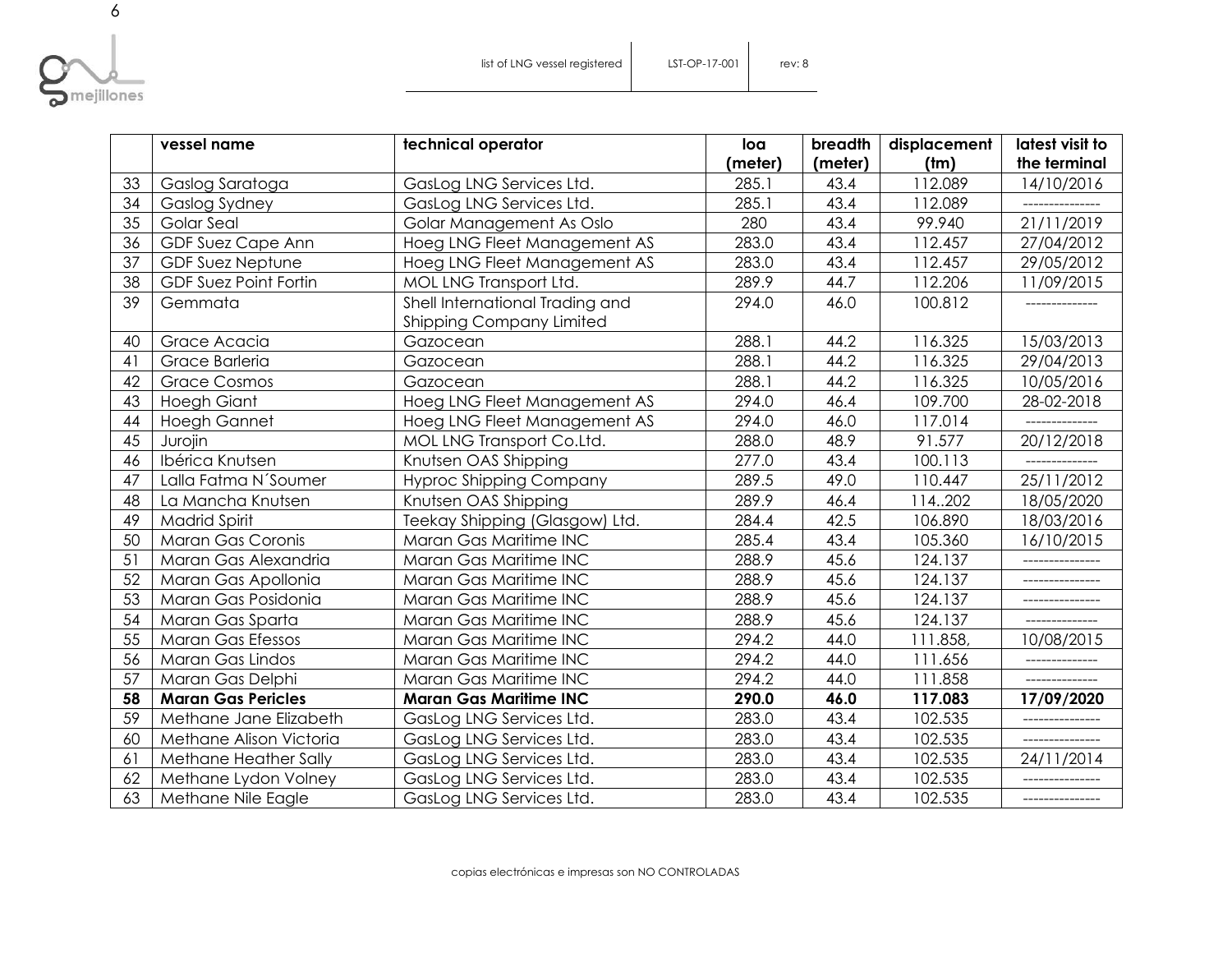|  | vessel name | technical operator | loa (meter) | breadth (meter) | displacement (tm) | latest visit to the terminal |
|---|---|---|---|---|---|---|
| 33 | Gaslog Saratoga | GasLog LNG Services Ltd. | 285.1 | 43.4 | 112.089 | 14/10/2016 |
| 34 | Gaslog Sydney | GasLog LNG Services Ltd. | 285.1 | 43.4 | 112.089 | --------------- |
| 35 | Golar Seal | Golar Management As Oslo | 280 | 43.4 | 99.940 | 21/11/2019 |
| 36 | GDF Suez Cape Ann | Hoeg LNG Fleet Management AS | 283.0 | 43.4 | 112.457 | 27/04/2012 |
| 37 | GDF Suez Neptune | Hoeg LNG Fleet Management AS | 283.0 | 43.4 | 112.457 | 29/05/2012 |
| 38 | GDF Suez Point Fortin | MOL LNG Transport Ltd. | 289.9 | 44.7 | 112.206 | 11/09/2015 |
| 39 | Gemmata | Shell International Trading and Shipping Company Limited | 294.0 | 46.0 | 100.812 | -------------- |
| 40 | Grace Acacia | Gazocean | 288.1 | 44.2 | 116.325 | 15/03/2013 |
| 41 | Grace Barleria | Gazocean | 288.1 | 44.2 | 116.325 | 29/04/2013 |
| 42 | Grace Cosmos | Gazocean | 288.1 | 44.2 | 116.325 | 10/05/2016 |
| 43 | Hoegh Giant | Hoeg LNG Fleet Management AS | 294.0 | 46.4 | 109.700 | 28-02-2018 |
| 44 | Hoegh Gannet | Hoeg LNG Fleet Management AS | 294.0 | 46.0 | 117.014 | -------------- |
| 45 | Jurojin | MOL LNG Transport Co.Ltd. | 288.0 | 48.9 | 91.577 | 20/12/2018 |
| 46 | Ibérica Knutsen | Knutsen OAS Shipping | 277.0 | 43.4 | 100.113 | -------------- |
| 47 | Lalla Fatma N´Soumer | Hyproc Shipping Company | 289.5 | 49.0 | 110.447 | 25/11/2012 |
| 48 | La Mancha Knutsen | Knutsen OAS Shipping | 289.9 | 46.4 | 114..202 | 18/05/2020 |
| 49 | Madrid Spirit | Teekay Shipping (Glasgow) Ltd. | 284.4 | 42.5 | 106.890 | 18/03/2016 |
| 50 | Maran Gas Coronis | Maran Gas Maritime INC | 285.4 | 43.4 | 105.360 | 16/10/2015 |
| 51 | Maran Gas Alexandria | Maran Gas Maritime INC | 288.9 | 45.6 | 124.137 | --------------- |
| 52 | Maran Gas Apollonia | Maran Gas Maritime INC | 288.9 | 45.6 | 124.137 | --------------- |
| 53 | Maran Gas Posidonia | Maran Gas Maritime INC | 288.9 | 45.6 | 124.137 | --------------- |
| 54 | Maran Gas Sparta | Maran Gas Maritime INC | 288.9 | 45.6 | 124.137 | -------------- |
| 55 | Maran Gas Efessos | Maran Gas Maritime INC | 294.2 | 44.0 | 111.858, | 10/08/2015 |
| 56 | Maran Gas Lindos | Maran Gas Maritime INC | 294.2 | 44.0 | 111.656 | -------------- |
| 57 | Maran Gas Delphi | Maran Gas Maritime INC | 294.2 | 44.0 | 111.858 | -------------- |
| **58** | **Maran Gas Pericles** | **Maran Gas Maritime INC** | **290.0** | **46.0** | **117.083** | **17/09/2020** |
| 59 | Methane Jane Elizabeth | GasLog LNG Services Ltd. | 283.0 | 43.4 | 102.535 | --------------- |
| 60 | Methane Alison Victoria | GasLog LNG Services Ltd. | 283.0 | 43.4 | 102.535 | --------------- |
| 61 | Methane Heather Sally | GasLog LNG Services Ltd. | 283.0 | 43.4 | 102.535 | 24/11/2014 |
| 62 | Methane Lydon Volney | GasLog LNG Services Ltd. | 283.0 | 43.4 | 102.535 | --------------- |
| 63 | Methane Nile Eagle | GasLog LNG Services Ltd. | 283.0 | 43.4 | 102.535 | --------------- |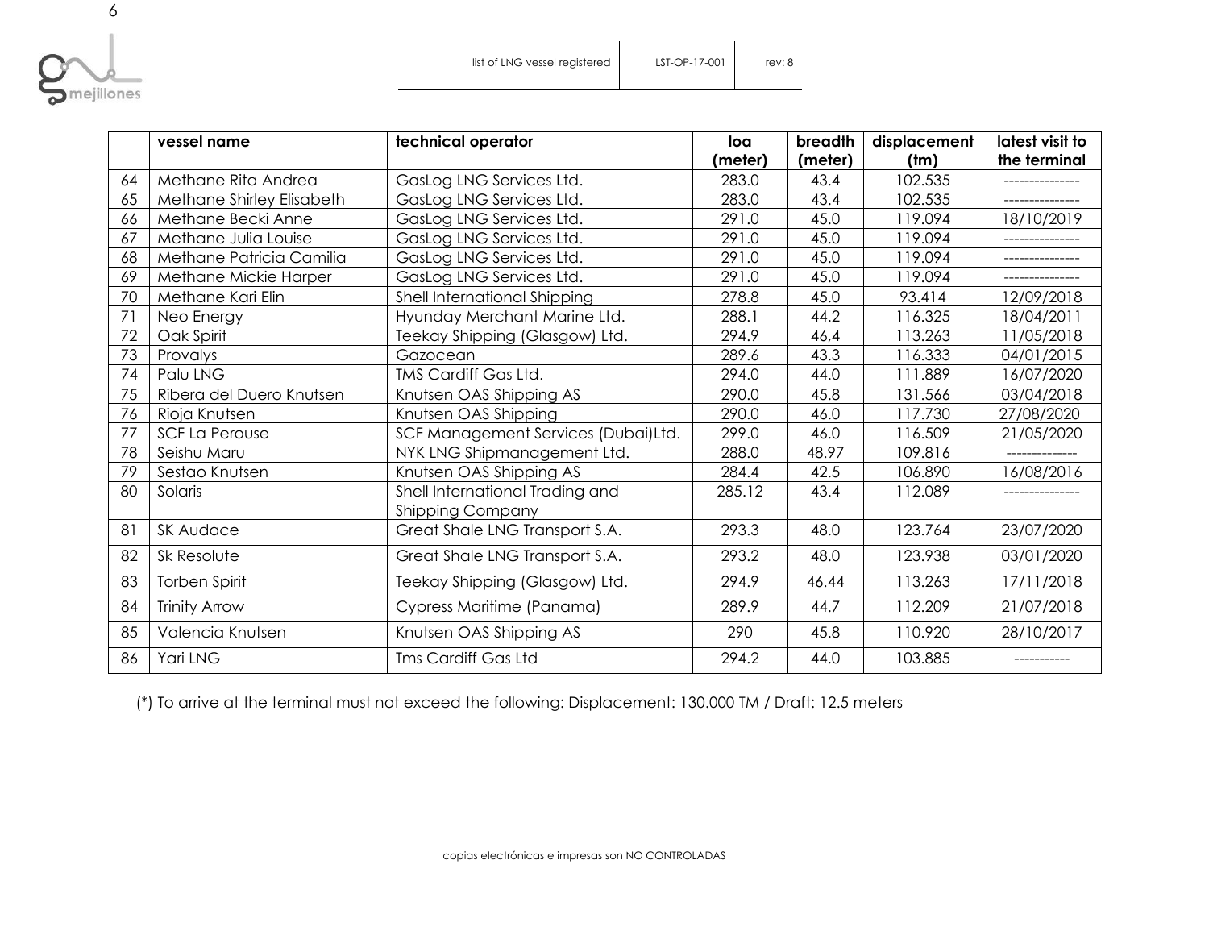|  | vessel name | technical operator | loa (meter) | breadth (meter) | displacement (tm) | latest visit to the terminal |
|---|---|---|---|---|---|---|
| 64 | Methane Rita Andrea | GasLog LNG Services Ltd. | 283.0 | 43.4 | 102.535 | --------------- |
| 65 | Methane Shirley Elisabeth | GasLog LNG Services Ltd. | 283.0 | 43.4 | 102.535 | --------------- |
| 66 | Methane Becki Anne | GasLog LNG Services Ltd. | 291.0 | 45.0 | 119.094 | 18/10/2019 |
| 67 | Methane Julia Louise | GasLog LNG Services Ltd. | 291.0 | 45.0 | 119.094 | --------------- |
| 68 | Methane Patricia Camilia | GasLog LNG Services Ltd. | 291.0 | 45.0 | 119.094 | --------------- |
| 69 | Methane Mickie Harper | GasLog LNG Services Ltd. | 291.0 | 45.0 | 119.094 | --------------- |
| 70 | Methane Kari Elin | Shell International Shipping | 278.8 | 45.0 | 93.414 | 12/09/2018 |
| 71 | Neo Energy | Hyunday Merchant Marine Ltd. | 288.1 | 44.2 | 116.325 | 18/04/2011 |
| 72 | Oak Spirit | Teekay Shipping (Glasgow) Ltd. | 294.9 | 46,4 | 113.263 | 11/05/2018 |
| 73 | Provalys | Gazocean | 289.6 | 43.3 | 116.333 | 04/01/2015 |
| 74 | Palu LNG | TMS Cardiff Gas Ltd. | 294.0 | 44.0 | 111.889 | 16/07/2020 |
| 75 | Ribera del Duero Knutsen | Knutsen OAS Shipping AS | 290.0 | 45.8 | 131.566 | 03/04/2018 |
| 76 | Rioja Knutsen | Knutsen OAS Shipping | 290.0 | 46.0 | 117.730 | 27/08/2020 |
| 77 | SCF La Perouse | SCF Management Services (Dubai)Ltd. | 299.0 | 46.0 | 116.509 | 21/05/2020 |
| 78 | Seishu Maru | NYK LNG Shipmanagement Ltd. | 288.0 | 48.97 | 109.816 | -------------- |
| 79 | Sestao Knutsen | Knutsen OAS Shipping AS | 284.4 | 42.5 | 106.890 | 16/08/2016 |
| 80 | Solaris | Shell International Trading and Shipping Company | 285.12 | 43.4 | 112.089 | --------------- |
| 81 | SK Audace | Great Shale LNG Transport S.A. | 293.3 | 48.0 | 123.764 | 23/07/2020 |
| 82 | Sk Resolute | Great Shale LNG Transport S.A. | 293.2 | 48.0 | 123.938 | 03/01/2020 |
| 83 | Torben Spirit | Teekay Shipping (Glasgow) Ltd. | 294.9 | 46.44 | 113.263 | 17/11/2018 |
| 84 | Trinity Arrow | Cypress Maritime (Panama) | 289.9 | 44.7 | 112.209 | 21/07/2018 |
| 85 | Valencia Knutsen | Knutsen OAS Shipping AS | 290 | 45.8 | 110.920 | 28/10/2017 |
| 86 | Yari LNG | Tms Cardiff Gas Ltd | 294.2 | 44.0 | 103.885 | ----------- |

(*) To arrive at the terminal must not exceed the following: Displacement: 130.000 TM / Draft: 12.5 meters

copias electrónicas e impresas son NO CONTROLADAS